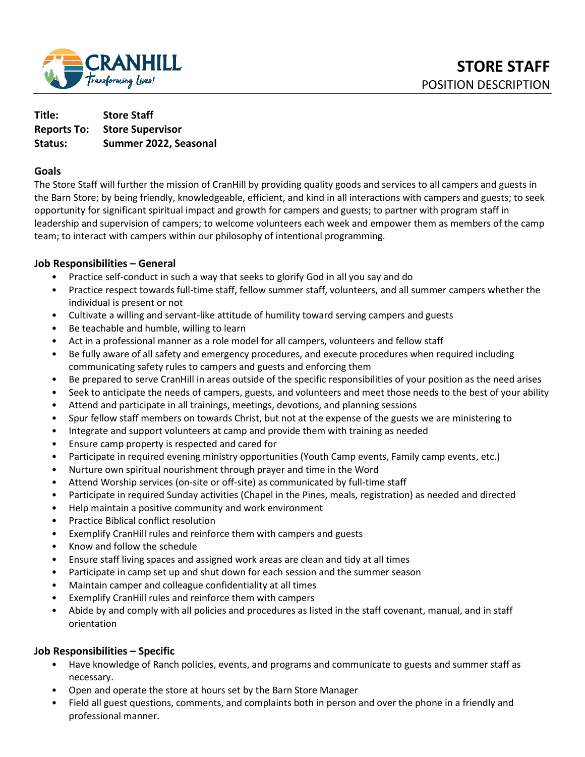CRANHILL
*Transforming Lives!*

# STORE STAFF
POSITION DESCRIPTION

**Title:** **Store Staff**
**Reports To:** **Store Supervisor**
**Status:** **Summer 2022, Seasonal**

## Goals

The Store Staff will further the mission of CranHill by providing quality goods and services to all campers and guests in the Barn Store; by being friendly, knowledgeable, efficient, and kind in all interactions with campers and guests; to seek opportunity for significant spiritual impact and growth for campers and guests; to partner with program staff in leadership and supervision of campers; to welcome volunteers each week and empower them as members of the camp team; to interact with campers within our philosophy of intentional programming.

## Job Responsibilities – General

- Practice self-conduct in such a way that seeks to glorify God in all you say and do
- Practice respect towards full-time staff, fellow summer staff, volunteers, and all summer campers whether the individual is present or not
- Cultivate a willing and servant-like attitude of humility toward serving campers and guests
- Be teachable and humble, willing to learn
- Act in a professional manner as a role model for all campers, volunteers and fellow staff
- Be fully aware of all safety and emergency procedures, and execute procedures when required including communicating safety rules to campers and guests and enforcing them
- Be prepared to serve CranHill in areas outside of the specific responsibilities of your position as the need arises
- Seek to anticipate the needs of campers, guests, and volunteers and meet those needs to the best of your ability
- Attend and participate in all trainings, meetings, devotions, and planning sessions
- Spur fellow staff members on towards Christ, but not at the expense of the guests we are ministering to
- Integrate and support volunteers at camp and provide them with training as needed
- Ensure camp property is respected and cared for
- Participate in required evening ministry opportunities (Youth Camp events, Family camp events, etc.)
- Nurture own spiritual nourishment through prayer and time in the Word
- Attend Worship services (on-site or off-site) as communicated by full-time staff
- Participate in required Sunday activities (Chapel in the Pines, meals, registration) as needed and directed
- Help maintain a positive community and work environment
- Practice Biblical conflict resolution
- Exemplify CranHill rules and reinforce them with campers and guests
- Know and follow the schedule
- Ensure staff living spaces and assigned work areas are clean and tidy at all times
- Participate in camp set up and shut down for each session and the summer season
- Maintain camper and colleague confidentiality at all times
- Exemplify CranHill rules and reinforce them with campers
- Abide by and comply with all policies and procedures as listed in the staff covenant, manual, and in staff orientation

## Job Responsibilities – Specific

- Have knowledge of Ranch policies, events, and programs and communicate to guests and summer staff as necessary.
- Open and operate the store at hours set by the Barn Store Manager
- Field all guest questions, comments, and complaints both in person and over the phone in a friendly and professional manner.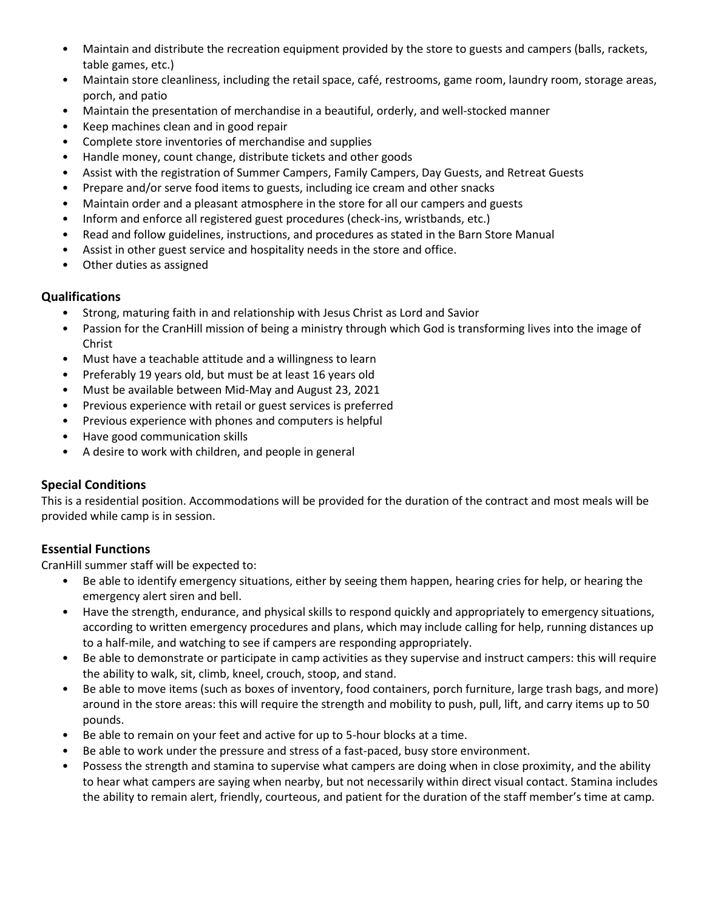- Maintain and distribute the recreation equipment provided by the store to guests and campers (balls, rackets, table games, etc.)
- Maintain store cleanliness, including the retail space, café, restrooms, game room, laundry room, storage areas, porch, and patio
- Maintain the presentation of merchandise in a beautiful, orderly, and well-stocked manner
- Keep machines clean and in good repair
- Complete store inventories of merchandise and supplies
- Handle money, count change, distribute tickets and other goods
- Assist with the registration of Summer Campers, Family Campers, Day Guests, and Retreat Guests
- Prepare and/or serve food items to guests, including ice cream and other snacks
- Maintain order and a pleasant atmosphere in the store for all our campers and guests
- Inform and enforce all registered guest procedures (check-ins, wristbands, etc.)
- Read and follow guidelines, instructions, and procedures as stated in the Barn Store Manual
- Assist in other guest service and hospitality needs in the store and office.
- Other duties as assigned

## Qualifications

- Strong, maturing faith in and relationship with Jesus Christ as Lord and Savior
- Passion for the CranHill mission of being a ministry through which God is transforming lives into the image of Christ
- Must have a teachable attitude and a willingness to learn
- Preferably 19 years old, but must be at least 16 years old
- Must be available between Mid-May and August 23, 2021
- Previous experience with retail or guest services is preferred
- Previous experience with phones and computers is helpful
- Have good communication skills
- A desire to work with children, and people in general

## Special Conditions

This is a residential position. Accommodations will be provided for the duration of the contract and most meals will be provided while camp is in session.

## Essential Functions

CranHill summer staff will be expected to:

- Be able to identify emergency situations, either by seeing them happen, hearing cries for help, or hearing the emergency alert siren and bell.
- Have the strength, endurance, and physical skills to respond quickly and appropriately to emergency situations, according to written emergency procedures and plans, which may include calling for help, running distances up to a half-mile, and watching to see if campers are responding appropriately.
- Be able to demonstrate or participate in camp activities as they supervise and instruct campers: this will require the ability to walk, sit, climb, kneel, crouch, stoop, and stand.
- Be able to move items (such as boxes of inventory, food containers, porch furniture, large trash bags, and more) around in the store areas: this will require the strength and mobility to push, pull, lift, and carry items up to 50 pounds.
- Be able to remain on your feet and active for up to 5-hour blocks at a time.
- Be able to work under the pressure and stress of a fast-paced, busy store environment.
- Possess the strength and stamina to supervise what campers are doing when in close proximity, and the ability to hear what campers are saying when nearby, but not necessarily within direct visual contact. Stamina includes the ability to remain alert, friendly, courteous, and patient for the duration of the staff member's time at camp.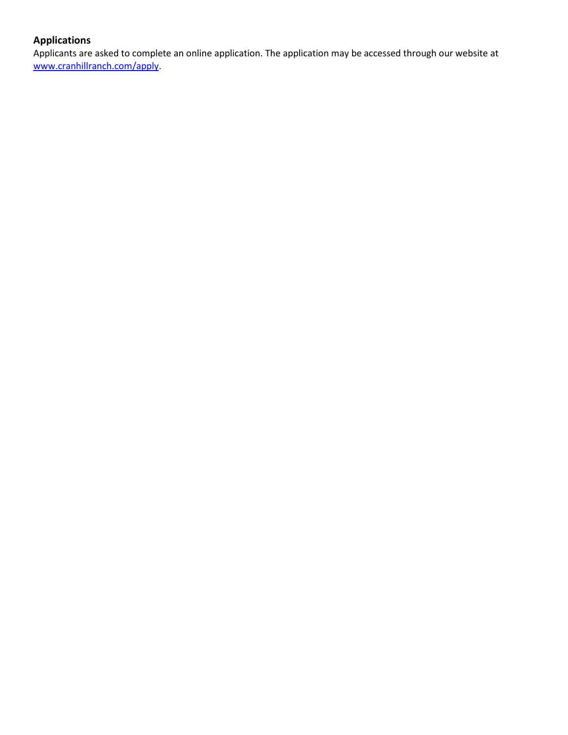**Applications**

Applicants are asked to complete an online application. The application may be accessed through our website at www.cranhillranch.com/apply.